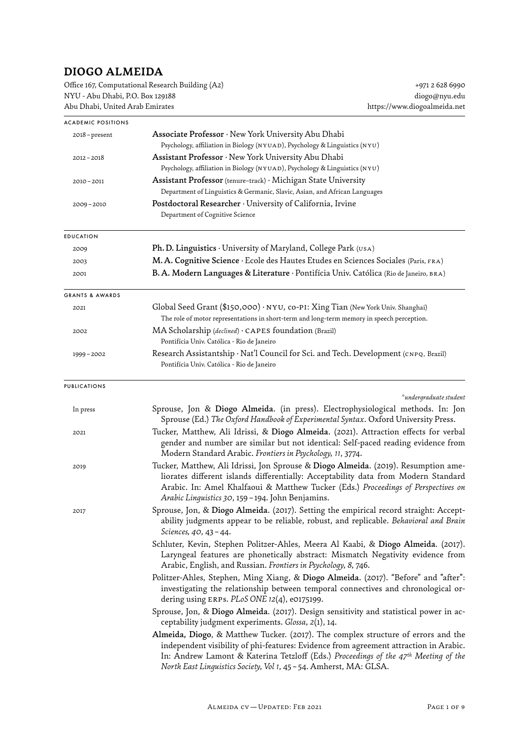# DIOGO ALMEIDA

Office 167, Computational Research Building (A2)
NYU - Abu Dhabi, P.O. Box 129188
Abu Dhabi, United Arab Emirates

+971 2 628 6990
diogo@nyu.edu
https://www.diogoalmeida.net

## ACADEMIC POSITIONS

**2018 – present** — **Associate Professor** · New York University Abu Dhabi
Psychology, affiliation in Biology (NYUAD), Psychology & Linguistics (NYU)

**2012 – 2018** — **Assistant Professor** · New York University Abu Dhabi
Psychology, affiliation in Biology (NYUAD), Psychology & Linguistics (NYU)

**2010 – 2011** — **Assistant Professor** (tenure-track) · Michigan State University
Department of Linguistics & Germanic, Slavic, Asian, and African Languages

**2009 – 2010** — **Postdoctoral Researcher** · University of California, Irvine
Department of Cognitive Science

## EDUCATION

**2009** — **Ph. D. Linguistics** · University of Maryland, College Park (USA)

**2003** — **M. A. Cognitive Science** · Ecole des Hautes Etudes en Sciences Sociales (Paris, FRA)

**2001** — **B. A. Modern Languages & Literature** · Pontifícia Univ. Católica (Rio de Janeiro, BRA)

## GRANTS & AWARDS

**2021** — Global Seed Grant ($150,000) · NYU, co-PI: Xing Tian (New York Univ. Shanghai)
The role of motor representations in short-term and long-term memory in speech perception.

**2002** — MA Scholarship (*declined*) · CAPES foundation (Brazil)
Pontifícia Univ. Católica - Rio de Janeiro

**1999 – 2002** — Research Assistantship · Nat'l Council for Sci. and Tech. Development (CNPQ, Brazil)
Pontifícia Univ. Católica - Rio de Janeiro

## PUBLICATIONS

*°undergraduate student*

**In press**

- Sprouse, Jon & **Diogo Almeida**. (in press). Electrophysiological methods. In: Jon Sprouse (Ed.) *The Oxford Handbook of Experimental Syntax*. Oxford University Press.

**2021**

- Tucker, Matthew, Ali Idrissi, & **Diogo Almeida**. (2021). Attraction effects for verbal gender and number are similar but not identical: Self-paced reading evidence from Modern Standard Arabic. *Frontiers in Psychology, 11*, 3774.

**2019**

- Tucker, Matthew, Ali Idrissi, Jon Sprouse & **Diogo Almeida**. (2019). Resumption ameliorates different islands differentially: Acceptability data from Modern Standard Arabic. In: Amel Khalfaoui & Matthew Tucker (Eds.) *Proceedings of Perspectives on Arabic Linguistics 30*, 159 – 194. John Benjamins.

**2017**

- Sprouse, Jon, & **Diogo Almeida**. (2017). Setting the empirical record straight: Acceptability judgments appear to be reliable, robust, and replicable. *Behavioral and Brain Sciences, 40*, 43 – 44.
- Schluter, Kevin, Stephen Politzer-Ahles, Meera Al Kaabi, & **Diogo Almeida**. (2017). Laryngeal features are phonetically abstract: Mismatch Negativity evidence from Arabic, English, and Russian. *Frontiers in Psychology, 8*, 746.
- Politzer-Ahles, Stephen, Ming Xiang, & **Diogo Almeida**. (2017). "Before" and "after": investigating the relationship between temporal connectives and chronological ordering using ERPs. *PLoS ONE 12*(4), e0175199.
- Sprouse, Jon, & **Diogo Almeida**. (2017). Design sensitivity and statistical power in acceptability judgment experiments. *Glossa, 2*(1), 14.
- **Almeida, Diogo**, & Matthew Tucker. (2017). The complex structure of errors and the independent visibility of phi-features: Evidence from agreement attraction in Arabic. In: Andrew Lamont & Katerina Tetzloff (Eds.) *Proceedings of the 47th Meeting of the North East Linguistics Society, Vol 1*, 45 – 54. Amherst, MA: GLSA.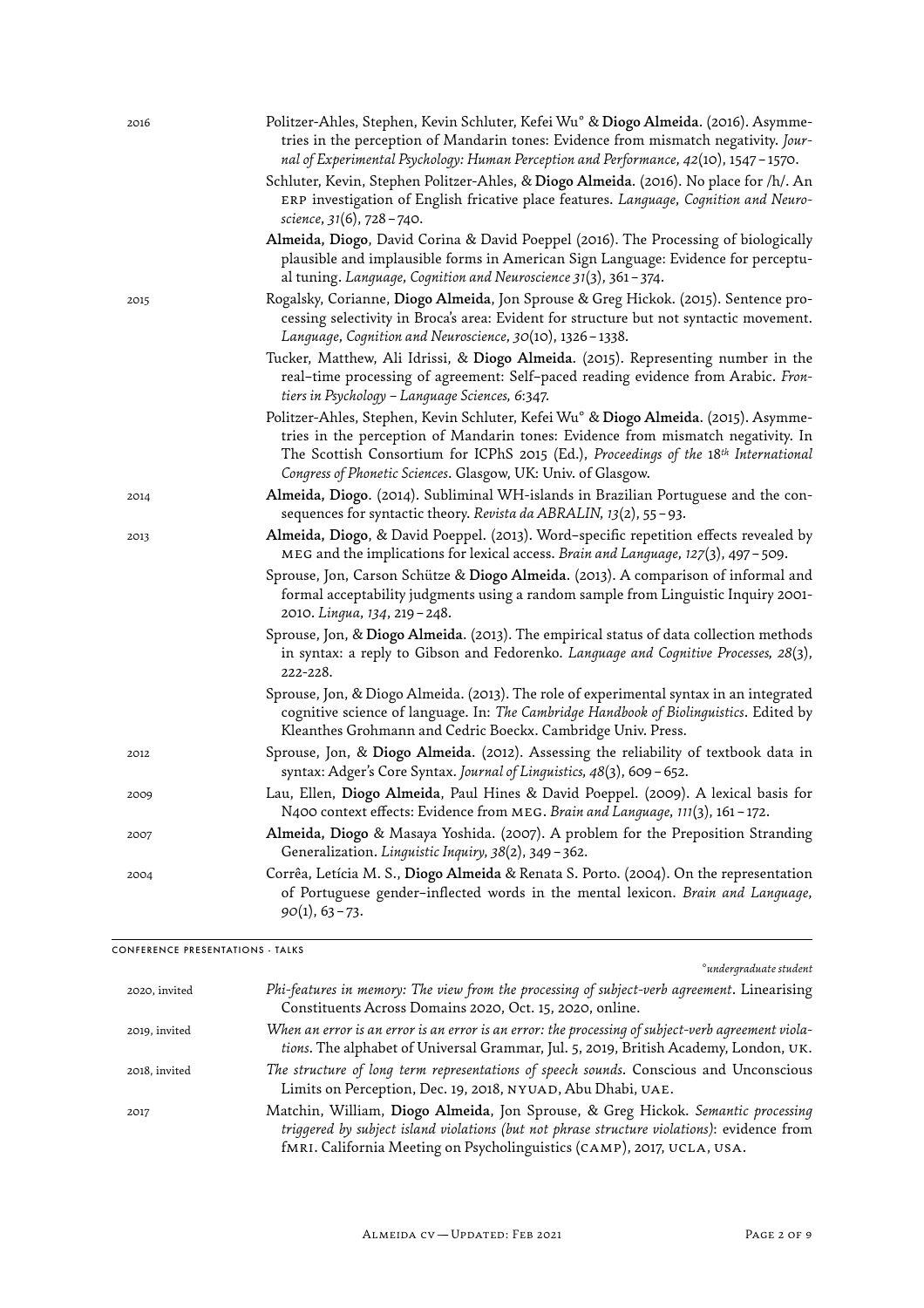2016

Politzer-Ahles, Stephen, Kevin Schluter, Kefei Wu° & **Diogo Almeida**. (2016). Asymmetries in the perception of Mandarin tones: Evidence from mismatch negativity. *Journal of Experimental Psychology: Human Perception and Performance*, *42*(10), 1547 – 1570.

Schluter, Kevin, Stephen Politzer-Ahles, & **Diogo Almeida**. (2016). No place for /h/. An ERP investigation of English fricative place features. *Language, Cognition and Neuroscience*, *31*(6), 728 – 740.

**Almeida, Diogo**, David Corina & David Poeppel (2016). The Processing of biologically plausible and implausible forms in American Sign Language: Evidence for perceptual tuning. *Language, Cognition and Neuroscience 31*(3), 361 – 374.

2015

Rogalsky, Corianne, **Diogo Almeida**, Jon Sprouse & Greg Hickok. (2015). Sentence processing selectivity in Broca's area: Evident for structure but not syntactic movement. *Language, Cognition and Neuroscience*, *30*(10), 1326 – 1338.

Tucker, Matthew, Ali Idrissi, & **Diogo Almeida**. (2015). Representing number in the real–time processing of agreement: Self–paced reading evidence from Arabic. *Frontiers in Psychology – Language Sciences*, *6*:347.

Politzer-Ahles, Stephen, Kevin Schluter, Kefei Wu° & **Diogo Almeida**. (2015). Asymmetries in the perception of Mandarin tones: Evidence from mismatch negativity. In The Scottish Consortium for ICPhS 2015 (Ed.), *Proceedings of the 18th International Congress of Phonetic Sciences*. Glasgow, UK: Univ. of Glasgow.

2014

**Almeida, Diogo**. (2014). Subliminal WH-islands in Brazilian Portuguese and the consequences for syntactic theory. *Revista da ABRALIN*, *13*(2), 55 – 93.

2013

**Almeida, Diogo**, & David Poeppel. (2013). Word–specific repetition effects revealed by MEG and the implications for lexical access. *Brain and Language*, *127*(3), 497 – 509.

Sprouse, Jon, Carson Schütze & **Diogo Almeida**. (2013). A comparison of informal and formal acceptability judgments using a random sample from Linguistic Inquiry 2001-2010. *Lingua*, *134*, 219 – 248.

Sprouse, Jon, & **Diogo Almeida**. (2013). The empirical status of data collection methods in syntax: a reply to Gibson and Fedorenko. *Language and Cognitive Processes, 28*(3), 222-228.

Sprouse, Jon, & Diogo Almeida. (2013). The role of experimental syntax in an integrated cognitive science of language. In: *The Cambridge Handbook of Biolinguistics*. Edited by Kleanthes Grohmann and Cedric Boeckx. Cambridge Univ. Press.

2012

Sprouse, Jon, & **Diogo Almeida**. (2012). Assessing the reliability of textbook data in syntax: Adger's Core Syntax. *Journal of Linguistics*, *48*(3), 609 – 652.

2009

Lau, Ellen, **Diogo Almeida**, Paul Hines & David Poeppel. (2009). A lexical basis for N400 context effects: Evidence from MEG. *Brain and Language*, *111*(3), 161 – 172.

2007

**Almeida, Diogo** & Masaya Yoshida. (2007). A problem for the Preposition Stranding Generalization. *Linguistic Inquiry*, *38*(2), 349 – 362.

2004

Corrêa, Letícia M. S., **Diogo Almeida** & Renata S. Porto. (2004). On the representation of Portuguese gender–inflected words in the mental lexicon. *Brain and Language*, *90*(1), 63 – 73.

## CONFERENCE PRESENTATIONS · TALKS

*°undergraduate student*

2020, invited

*Phi-features in memory: The view from the processing of subject-verb agreement*. Linearising Constituents Across Domains 2020, Oct. 15, 2020, online.

2019, invited

*When an error is an error is an error: the processing of subject-verb agreement violations*. The alphabet of Universal Grammar, Jul. 5, 2019, British Academy, London, UK.

2018, invited

*The structure of long term representations of speech sounds*. Conscious and Unconscious Limits on Perception, Dec. 19, 2018, NYUAD, Abu Dhabi, UAE.

2017

Matchin, William, **Diogo Almeida**, Jon Sprouse, & Greg Hickok. *Semantic processing triggered by subject island violations (but not phrase structure violations)*: evidence from fMRI. California Meeting on Psycholinguistics (CAMP), 2017, UCLA, USA.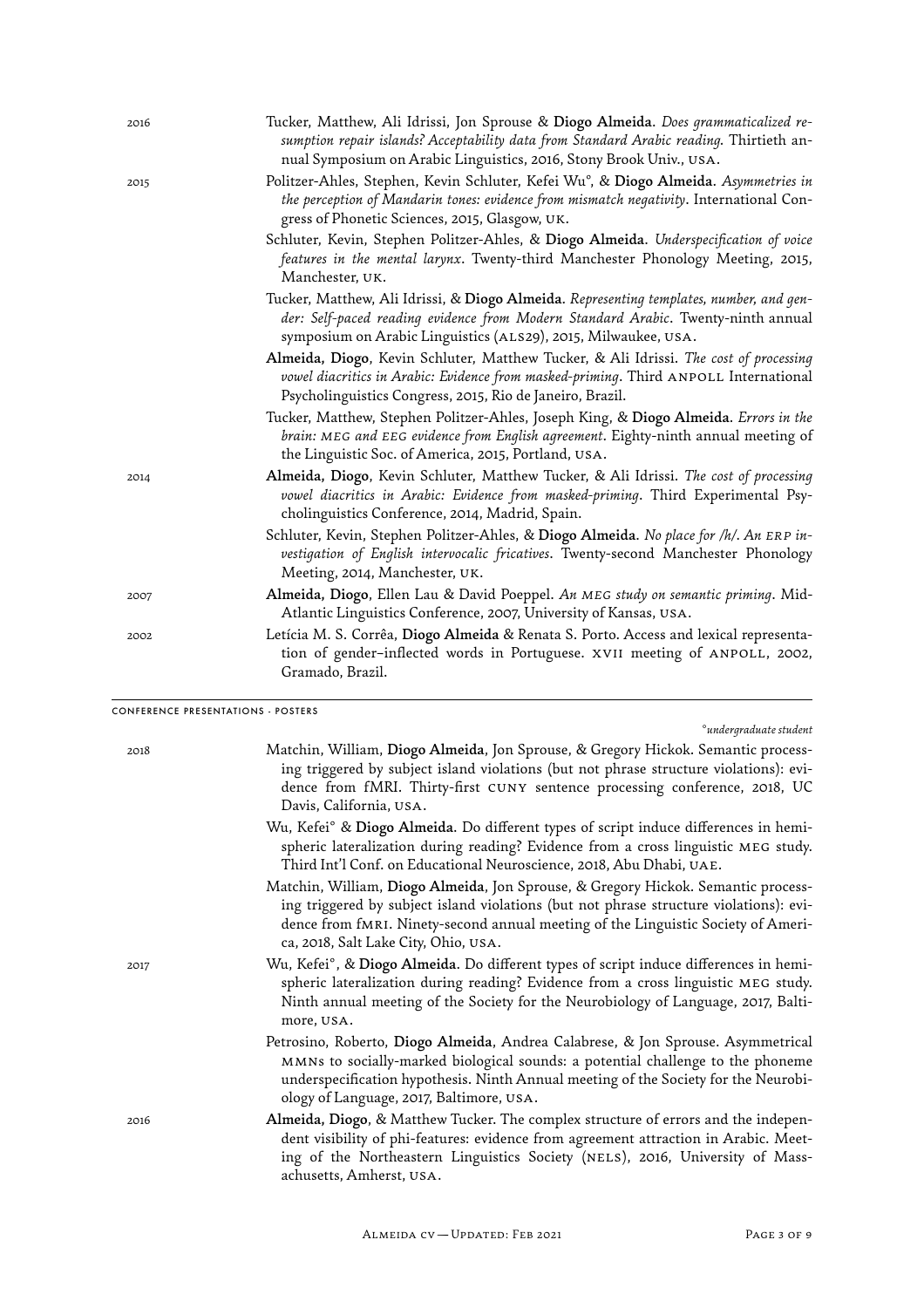2016 — Tucker, Matthew, Ali Idrissi, Jon Sprouse & **Diogo Almeida**. *Does grammaticalized resumption repair islands? Acceptability data from Standard Arabic reading.* Thirtieth annual Symposium on Arabic Linguistics, 2016, Stony Brook Univ., USA.

2015 — Politzer-Ahles, Stephen, Kevin Schluter, Kefei Wu°, & **Diogo Almeida**. *Asymmetries in the perception of Mandarin tones: evidence from mismatch negativity*. International Congress of Phonetic Sciences, 2015, Glasgow, UK.

Schluter, Kevin, Stephen Politzer-Ahles, & **Diogo Almeida**. *Underspecification of voice features in the mental larynx*. Twenty-third Manchester Phonology Meeting, 2015, Manchester, UK.

Tucker, Matthew, Ali Idrissi, & **Diogo Almeida**. *Representing templates, number, and gender: Self-paced reading evidence from Modern Standard Arabic*. Twenty-ninth annual symposium on Arabic Linguistics (ALS29), 2015, Milwaukee, USA.

**Almeida, Diogo**, Kevin Schluter, Matthew Tucker, & Ali Idrissi. *The cost of processing vowel diacritics in Arabic: Evidence from masked-priming*. Third ANPOLL International Psycholinguistics Congress, 2015, Rio de Janeiro, Brazil.

Tucker, Matthew, Stephen Politzer-Ahles, Joseph King, & **Diogo Almeida**. *Errors in the brain: MEG and EEG evidence from English agreement*. Eighty-ninth annual meeting of the Linguistic Soc. of America, 2015, Portland, USA.

2014 — **Almeida, Diogo**, Kevin Schluter, Matthew Tucker, & Ali Idrissi. *The cost of processing vowel diacritics in Arabic: Evidence from masked-priming*. Third Experimental Psycholinguistics Conference, 2014, Madrid, Spain.

Schluter, Kevin, Stephen Politzer-Ahles, & **Diogo Almeida**. *No place for /h/. An ERP investigation of English intervocalic fricatives*. Twenty-second Manchester Phonology Meeting, 2014, Manchester, UK.

2007 — **Almeida, Diogo**, Ellen Lau & David Poeppel. *An MEG study on semantic priming*. Mid-Atlantic Linguistics Conference, 2007, University of Kansas, USA.

2002 — Letícia M. S. Corrêa, **Diogo Almeida** & Renata S. Porto. Access and lexical representation of gender–inflected words in Portuguese. XVII meeting of ANPOLL, 2002, Gramado, Brazil.

## Conference Presentations · Posters

*°undergraduate student*

2018 — Matchin, William, **Diogo Almeida**, Jon Sprouse, & Gregory Hickok. Semantic processing triggered by subject island violations (but not phrase structure violations): evidence from fMRI. Thirty-first CUNY sentence processing conference, 2018, UC Davis, California, USA.

Wu, Kefei° & **Diogo Almeida**. Do different types of script induce differences in hemispheric lateralization during reading? Evidence from a cross linguistic MEG study. Third Int'l Conf. on Educational Neuroscience, 2018, Abu Dhabi, UAE.

Matchin, William, **Diogo Almeida**, Jon Sprouse, & Gregory Hickok. Semantic processing triggered by subject island violations (but not phrase structure violations): evidence from fMRI. Ninety-second annual meeting of the Linguistic Society of America, 2018, Salt Lake City, Ohio, USA.

2017 — Wu, Kefei°, & **Diogo Almeida**. Do different types of script induce differences in hemispheric lateralization during reading? Evidence from a cross linguistic MEG study. Ninth annual meeting of the Society for the Neurobiology of Language, 2017, Baltimore, USA.

Petrosino, Roberto, **Diogo Almeida**, Andrea Calabrese, & Jon Sprouse. Asymmetrical MMNs to socially-marked biological sounds: a potential challenge to the phoneme underspecification hypothesis. Ninth Annual meeting of the Society for the Neurobiology of Language, 2017, Baltimore, USA.

2016 — **Almeida, Diogo**, & Matthew Tucker. The complex structure of errors and the independent visibility of phi-features: evidence from agreement attraction in Arabic. Meeting of the Northeastern Linguistics Society (NELS), 2016, University of Massachusetts, Amherst, USA.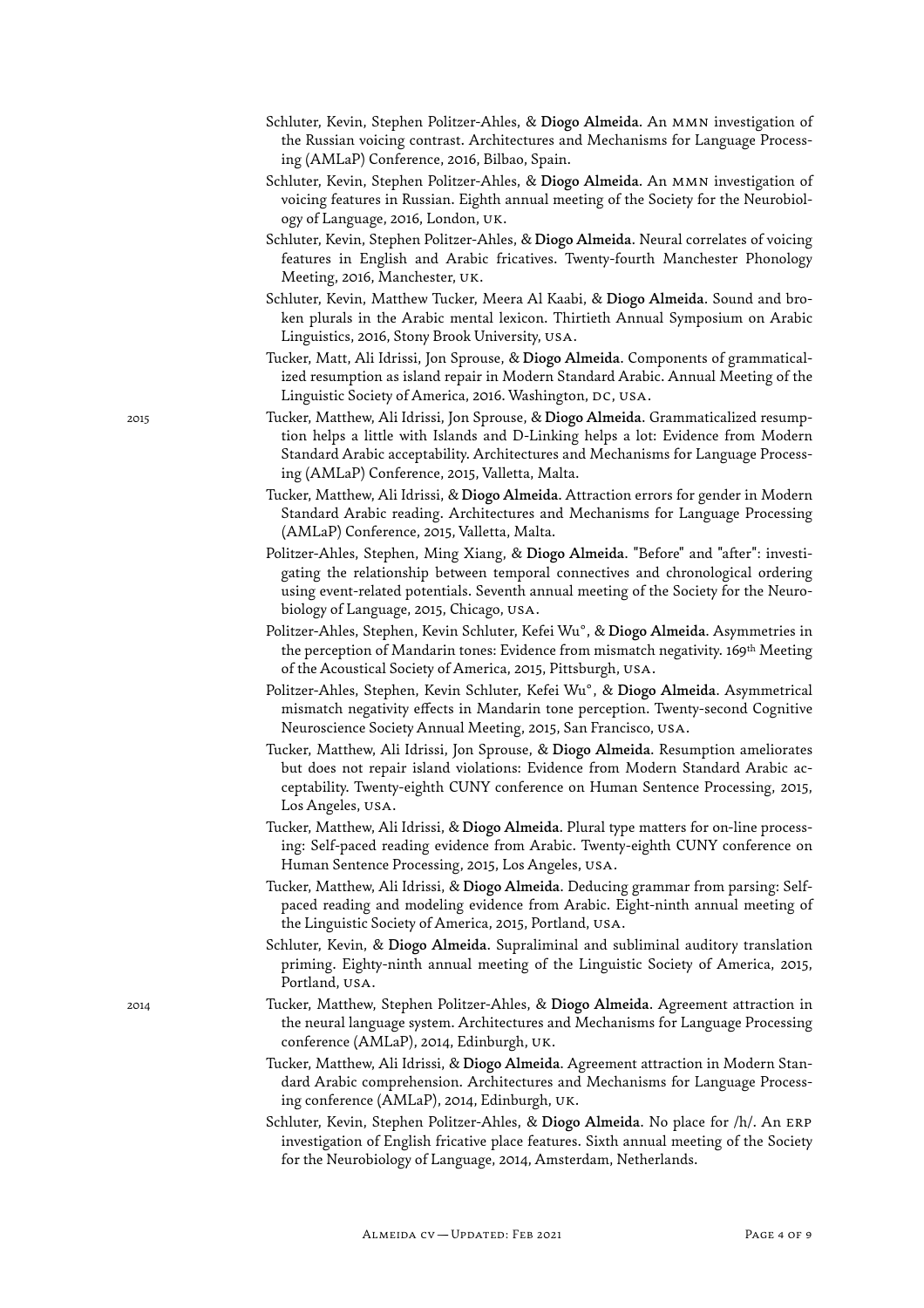Schluter, Kevin, Stephen Politzer-Ahles, & **Diogo Almeida**. An MMN investigation of the Russian voicing contrast. Architectures and Mechanisms for Language Processing (AMLaP) Conference, 2016, Bilbao, Spain.

Schluter, Kevin, Stephen Politzer-Ahles, & **Diogo Almeida**. An MMN investigation of voicing features in Russian. Eighth annual meeting of the Society for the Neurobiology of Language, 2016, London, UK.

Schluter, Kevin, Stephen Politzer-Ahles, & **Diogo Almeida**. Neural correlates of voicing features in English and Arabic fricatives. Twenty-fourth Manchester Phonology Meeting, 2016, Manchester, UK.

Schluter, Kevin, Matthew Tucker, Meera Al Kaabi, & **Diogo Almeida**. Sound and broken plurals in the Arabic mental lexicon. Thirtieth Annual Symposium on Arabic Linguistics, 2016, Stony Brook University, USA.

Tucker, Matt, Ali Idrissi, Jon Sprouse, & **Diogo Almeida**. Components of grammaticalized resumption as island repair in Modern Standard Arabic. Annual Meeting of the Linguistic Society of America, 2016. Washington, DC, USA.

2015

Tucker, Matthew, Ali Idrissi, Jon Sprouse, & **Diogo Almeida**. Grammaticalized resumption helps a little with Islands and D-Linking helps a lot: Evidence from Modern Standard Arabic acceptability. Architectures and Mechanisms for Language Processing (AMLaP) Conference, 2015, Valletta, Malta.

Tucker, Matthew, Ali Idrissi, & **Diogo Almeida**. Attraction errors for gender in Modern Standard Arabic reading. Architectures and Mechanisms for Language Processing (AMLaP) Conference, 2015, Valletta, Malta.

Politzer-Ahles, Stephen, Ming Xiang, & **Diogo Almeida**. "Before" and "after": investigating the relationship between temporal connectives and chronological ordering using event-related potentials. Seventh annual meeting of the Society for the Neurobiology of Language, 2015, Chicago, USA.

Politzer-Ahles, Stephen, Kevin Schluter, Kefei Wu°, & **Diogo Almeida**. Asymmetries in the perception of Mandarin tones: Evidence from mismatch negativity. 169th Meeting of the Acoustical Society of America, 2015, Pittsburgh, USA.

Politzer-Ahles, Stephen, Kevin Schluter, Kefei Wu°, & **Diogo Almeida**. Asymmetrical mismatch negativity effects in Mandarin tone perception. Twenty-second Cognitive Neuroscience Society Annual Meeting, 2015, San Francisco, USA.

Tucker, Matthew, Ali Idrissi, Jon Sprouse, & **Diogo Almeida**. Resumption ameliorates but does not repair island violations: Evidence from Modern Standard Arabic acceptability. Twenty-eighth CUNY conference on Human Sentence Processing, 2015, Los Angeles, USA.

Tucker, Matthew, Ali Idrissi, & **Diogo Almeida**. Plural type matters for on-line processing: Self-paced reading evidence from Arabic. Twenty-eighth CUNY conference on Human Sentence Processing, 2015, Los Angeles, USA.

Tucker, Matthew, Ali Idrissi, & **Diogo Almeida**. Deducing grammar from parsing: Self-paced reading and modeling evidence from Arabic. Eight-ninth annual meeting of the Linguistic Society of America, 2015, Portland, USA.

Schluter, Kevin, & **Diogo Almeida**. Supraliminal and subliminal auditory translation priming. Eighty-ninth annual meeting of the Linguistic Society of America, 2015, Portland, USA.

2014

Tucker, Matthew, Stephen Politzer-Ahles, & **Diogo Almeida**. Agreement attraction in the neural language system. Architectures and Mechanisms for Language Processing conference (AMLaP), 2014, Edinburgh, UK.

Tucker, Matthew, Ali Idrissi, & **Diogo Almeida**. Agreement attraction in Modern Standard Arabic comprehension. Architectures and Mechanisms for Language Processing conference (AMLaP), 2014, Edinburgh, UK.

Schluter, Kevin, Stephen Politzer-Ahles, & **Diogo Almeida**. No place for /h/. An ERP investigation of English fricative place features. Sixth annual meeting of the Society for the Neurobiology of Language, 2014, Amsterdam, Netherlands.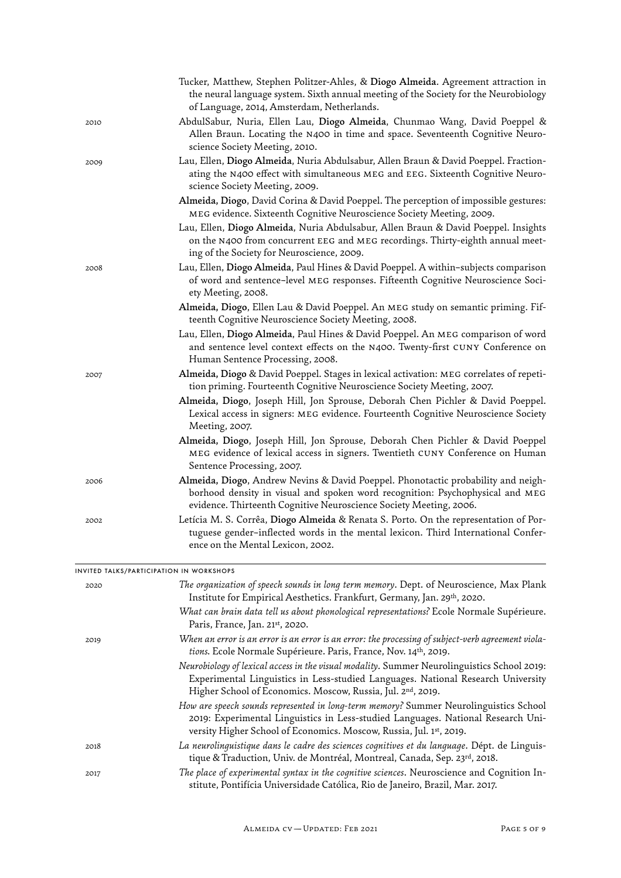Tucker, Matthew, Stephen Politzer-Ahles, & **Diogo Almeida**. Agreement attraction in the neural language system. Sixth annual meeting of the Society for the Neurobiology of Language, 2014, Amsterdam, Netherlands.

2010

AbdulSabur, Nuria, Ellen Lau, **Diogo Almeida**, Chunmao Wang, David Poeppel & Allen Braun. Locating the N400 in time and space. Seventeenth Cognitive Neuroscience Society Meeting, 2010.

2009

Lau, Ellen, **Diogo Almeida**, Nuria Abdulsabur, Allen Braun & David Poeppel. Fractionating the N400 effect with simultaneous MEG and EEG. Sixteenth Cognitive Neuroscience Society Meeting, 2009.

**Almeida, Diogo**, David Corina & David Poeppel. The perception of impossible gestures: MEG evidence. Sixteenth Cognitive Neuroscience Society Meeting, 2009.

Lau, Ellen, **Diogo Almeida**, Nuria Abdulsabur, Allen Braun & David Poeppel. Insights on the N400 from concurrent EEG and MEG recordings. Thirty-eighth annual meeting of the Society for Neuroscience, 2009.

2008

Lau, Ellen, **Diogo Almeida**, Paul Hines & David Poeppel. A within–subjects comparison of word and sentence–level MEG responses. Fifteenth Cognitive Neuroscience Society Meeting, 2008.

**Almeida, Diogo**, Ellen Lau & David Poeppel. An MEG study on semantic priming. Fifteenth Cognitive Neuroscience Society Meeting, 2008.

Lau, Ellen, **Diogo Almeida**, Paul Hines & David Poeppel. An MEG comparison of word and sentence level context effects on the N400. Twenty-first CUNY Conference on Human Sentence Processing, 2008.

2007

**Almeida, Diogo** & David Poeppel. Stages in lexical activation: MEG correlates of repetition priming. Fourteenth Cognitive Neuroscience Society Meeting, 2007.

**Almeida, Diogo**, Joseph Hill, Jon Sprouse, Deborah Chen Pichler & David Poeppel. Lexical access in signers: MEG evidence. Fourteenth Cognitive Neuroscience Society Meeting, 2007.

**Almeida, Diogo**, Joseph Hill, Jon Sprouse, Deborah Chen Pichler & David Poeppel MEG evidence of lexical access in signers. Twentieth CUNY Conference on Human Sentence Processing, 2007.

2006

**Almeida, Diogo**, Andrew Nevins & David Poeppel. Phonotactic probability and neighborhood density in visual and spoken word recognition: Psychophysical and MEG evidence. Thirteenth Cognitive Neuroscience Society Meeting, 2006.

2002

Letícia M. S. Corrêa, **Diogo Almeida** & Renata S. Porto. On the representation of Portuguese gender–inflected words in the mental lexicon. Third International Conference on the Mental Lexicon, 2002.

## INVITED TALKS/PARTICIPATION IN WORKSHOPS

2020

*The organization of speech sounds in long term memory*. Dept. of Neuroscience, Max Plank Institute for Empirical Aesthetics. Frankfurt, Germany, Jan. 29th, 2020.

*What can brain data tell us about phonological representations?* Ecole Normale Supérieure. Paris, France, Jan. 21st, 2020.

2019

*When an error is an error is an error is an error: the processing of subject-verb agreement violations*. Ecole Normale Supérieure. Paris, France, Nov. 14th, 2019.

*Neurobiology of lexical access in the visual modality*. Summer Neurolinguistics School 2019: Experimental Linguistics in Less-studied Languages. National Research University Higher School of Economics. Moscow, Russia, Jul. 2nd, 2019.

*How are speech sounds represented in long-term memory?* Summer Neurolinguistics School 2019: Experimental Linguistics in Less-studied Languages. National Research University Higher School of Economics. Moscow, Russia, Jul. 1st, 2019.

2018

*La neurolinguistique dans le cadre des sciences cognitives et du language*. Dépt. de Linguistique & Traduction, Univ. de Montréal, Montreal, Canada, Sep. 23rd, 2018.

2017

*The place of experimental syntax in the cognitive sciences*. Neuroscience and Cognition Institute, Pontifícia Universidade Católica, Rio de Janeiro, Brazil, Mar. 2017.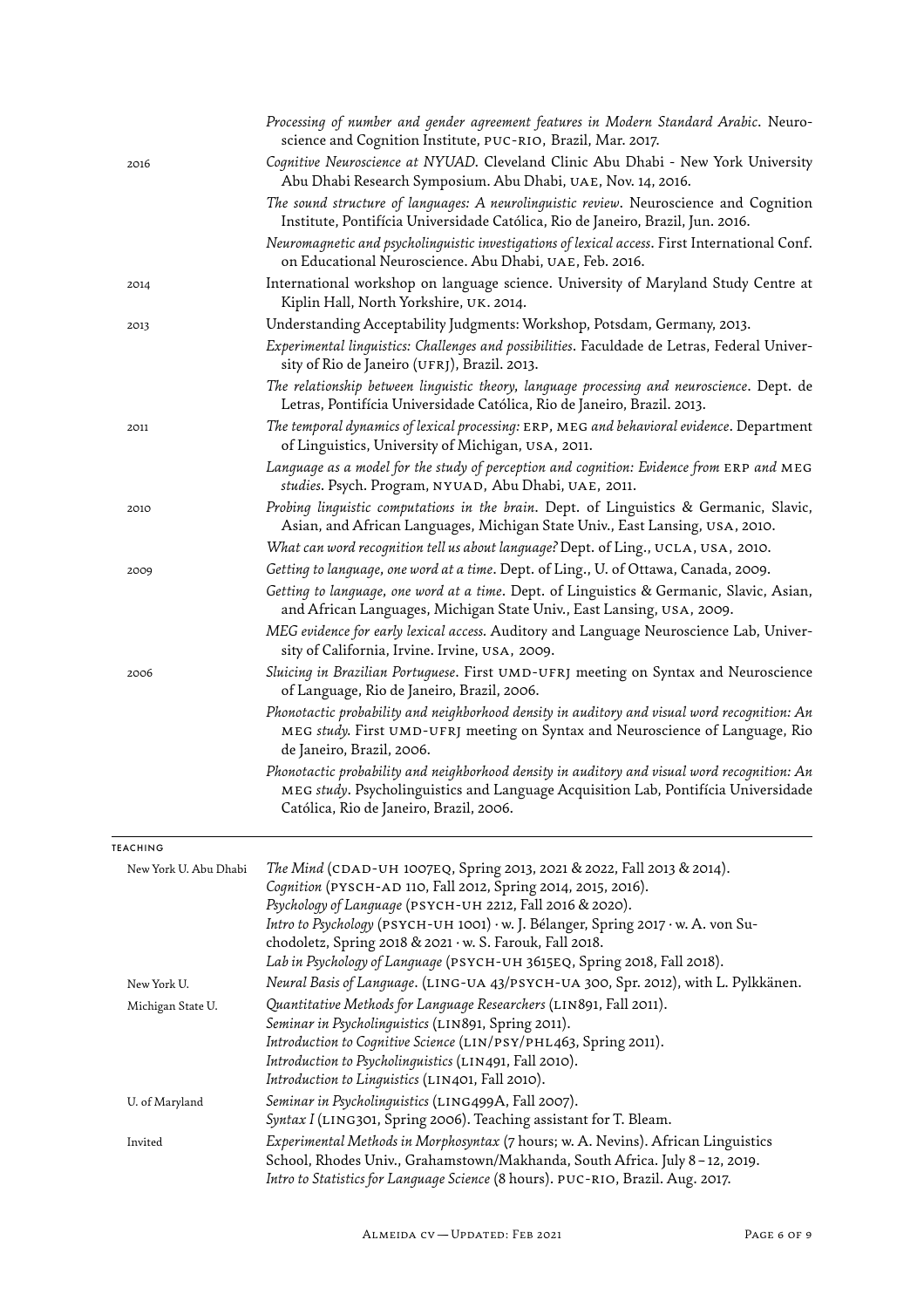| | |
|---|---|
| | *Processing of number and gender agreement features in Modern Standard Arabic*. Neuroscience and Cognition Institute, PUC-RIO, Brazil, Mar. 2017. |
| 2016 | *Cognitive Neuroscience at NYUAD*. Cleveland Clinic Abu Dhabi - New York University Abu Dhabi Research Symposium. Abu Dhabi, UAE, Nov. 14, 2016. |
| | *The sound structure of languages: A neurolinguistic review*. Neuroscience and Cognition Institute, Pontifícia Universidade Católica, Rio de Janeiro, Brazil, Jun. 2016. |
| | *Neuromagnetic and psycholinguistic investigations of lexical access*. First International Conf. on Educational Neuroscience. Abu Dhabi, UAE, Feb. 2016. |
| 2014 | International workshop on language science. University of Maryland Study Centre at Kiplin Hall, North Yorkshire, UK. 2014. |
| 2013 | Understanding Acceptability Judgments: Workshop, Potsdam, Germany, 2013. |
| | *Experimental linguistics: Challenges and possibilities*. Faculdade de Letras, Federal University of Rio de Janeiro (UFRJ), Brazil. 2013. |
| | *The relationship between linguistic theory, language processing and neuroscience*. Dept. de Letras, Pontifícia Universidade Católica, Rio de Janeiro, Brazil. 2013. |
| 2011 | *The temporal dynamics of lexical processing: ERP, MEG and behavioral evidence*. Department of Linguistics, University of Michigan, USA, 2011. |
| | *Language as a model for the study of perception and cognition: Evidence from ERP and MEG studies*. Psych. Program, NYUAD, Abu Dhabi, UAE, 2011. |
| 2010 | *Probing linguistic computations in the brain*. Dept. of Linguistics & Germanic, Slavic, Asian, and African Languages, Michigan State Univ., East Lansing, USA, 2010. |
| | *What can word recognition tell us about language?* Dept. of Ling., UCLA, USA, 2010. |
| 2009 | *Getting to language, one word at a time*. Dept. of Ling., U. of Ottawa, Canada, 2009. |
| | *Getting to language, one word at a time*. Dept. of Linguistics & Germanic, Slavic, Asian, and African Languages, Michigan State Univ., East Lansing, USA, 2009. |
| | *MEG evidence for early lexical access*. Auditory and Language Neuroscience Lab, University of California, Irvine. Irvine, USA, 2009. |
| 2006 | *Sluicing in Brazilian Portuguese*. First UMD-UFRJ meeting on Syntax and Neuroscience of Language, Rio de Janeiro, Brazil, 2006. |
| | *Phonotactic probability and neighborhood density in auditory and visual word recognition: An MEG study*. First UMD-UFRJ meeting on Syntax and Neuroscience of Language, Rio de Janeiro, Brazil, 2006. |
| | *Phonotactic probability and neighborhood density in auditory and visual word recognition: An MEG study*. Psycholinguistics and Language Acquisition Lab, Pontifícia Universidade Católica, Rio de Janeiro, Brazil, 2006. |

## TEACHING

| | |
|---|---|
| New York U. Abu Dhabi | *The Mind* (CDAD-UH 1007EQ, Spring 2013, 2021 & 2022, Fall 2013 & 2014).<br>*Cognition* (PYSCH-AD 110, Fall 2012, Spring 2014, 2015, 2016).<br>*Psychology of Language* (PSYCH-UH 2212, Fall 2016 & 2020).<br>*Intro to Psychology* (PSYCH-UH 1001) · w. J. Bélanger, Spring 2017 · w. A. von Suchodoletz, Spring 2018 & 2021 · w. S. Farouk, Fall 2018.<br>*Lab in Psychology of Language* (PSYCH-UH 3615EQ, Spring 2018, Fall 2018). |
| New York U. | *Neural Basis of Language*. (LING-UA 43/PSYCH-UA 300, Spr. 2012), with L. Pylkkänen. |
| Michigan State U. | *Quantitative Methods for Language Researchers* (LIN891, Fall 2011).<br>*Seminar in Psycholinguistics* (LIN891, Spring 2011).<br>*Introduction to Cognitive Science* (LIN/PSY/PHL463, Spring 2011).<br>*Introduction to Psycholinguistics* (LIN491, Fall 2010).<br>*Introduction to Linguistics* (LIN401, Fall 2010). |
| U. of Maryland | *Seminar in Psycholinguistics* (LING499A, Fall 2007).<br>*Syntax I* (LING301, Spring 2006). Teaching assistant for T. Bleam. |
| Invited | *Experimental Methods in Morphosyntax* (7 hours; w. A. Nevins). African Linguistics School, Rhodes Univ., Grahamstown/Makhanda, South Africa. July 8 – 12, 2019.<br>*Intro to Statistics for Language Science* (8 hours). PUC-RIO, Brazil. Aug. 2017. |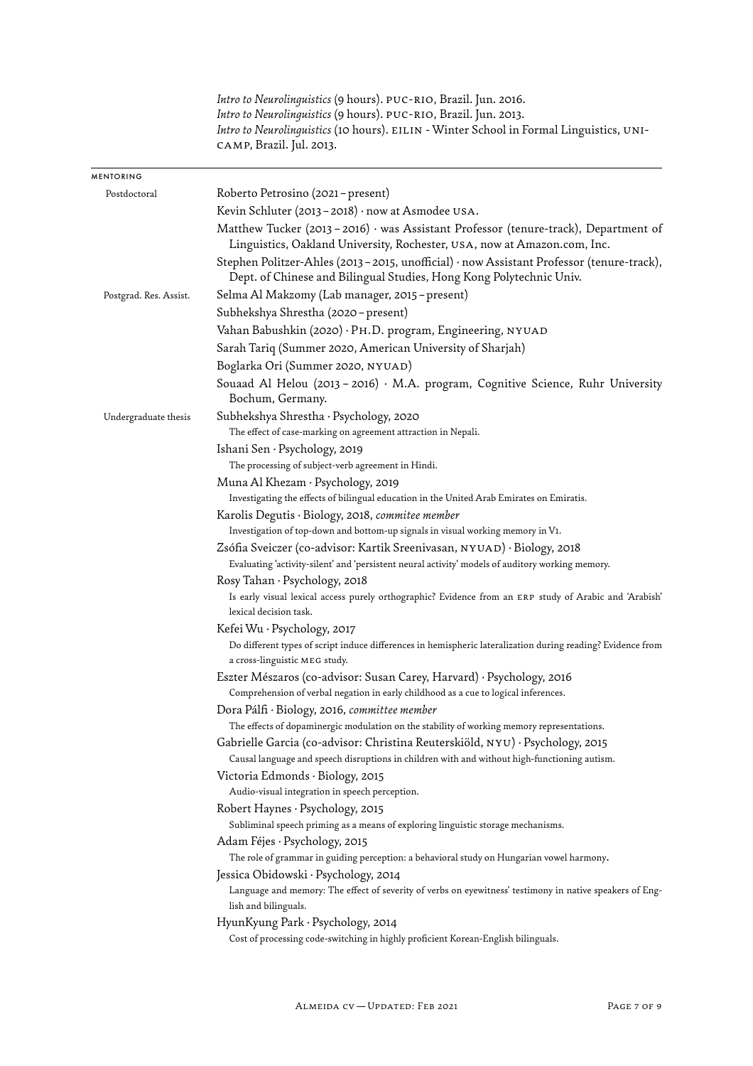*Intro to Neurolinguistics* (9 hours). PUC-RIO, Brazil. Jun. 2016.
*Intro to Neurolinguistics* (9 hours). PUC-RIO, Brazil. Jun. 2013.
*Intro to Neurolinguistics* (10 hours). EILIN - Winter School in Formal Linguistics, UNICAMP, Brazil. Jul. 2013.

## MENTORING

**Postdoctoral**

- Roberto Petrosino (2021 – present)
- Kevin Schluter (2013 – 2018) · now at Asmodee USA.
- Matthew Tucker (2013 – 2016) · was Assistant Professor (tenure-track), Department of Linguistics, Oakland University, Rochester, USA, now at Amazon.com, Inc.
- Stephen Politzer-Ahles (2013 – 2015, unofficial) · now Assistant Professor (tenure-track), Dept. of Chinese and Bilingual Studies, Hong Kong Polytechnic Univ.

**Postgrad. Res. Assist.**

- Selma Al Makzomy (Lab manager, 2015 – present)
- Subhekshya Shrestha (2020 – present)
- Vahan Babushkin (2020) · Ph.D. program, Engineering, NYUAD
- Sarah Tariq (Summer 2020, American University of Sharjah)
- Boglarka Ori (Summer 2020, NYUAD)
- Souaad Al Helou (2013 – 2016) · M.A. program, Cognitive Science, Ruhr University Bochum, Germany.

**Undergraduate thesis**

- Subhekshya Shrestha · Psychology, 2020
  The effect of case-marking on agreement attraction in Nepali.
- Ishani Sen · Psychology, 2019
  The processing of subject-verb agreement in Hindi.
- Muna Al Khezam · Psychology, 2019
  Investigating the effects of bilingual education in the United Arab Emirates on Emiratis.
- Karolis Degutis · Biology, 2018, *commitee member*
  Investigation of top-down and bottom-up signals in visual working memory in V1.
- Zsófia Sveiczer (co-advisor: Kartik Sreenivasan, NYUAD) · Biology, 2018
  Evaluating 'activity-silent' and 'persistent neural activity' models of auditory working memory.
- Rosy Tahan · Psychology, 2018
  Is early visual lexical access purely orthographic? Evidence from an ERP study of Arabic and 'Arabish' lexical decision task.
- Kefei Wu · Psychology, 2017
  Do different types of script induce differences in hemispheric lateralization during reading? Evidence from a cross-linguistic MEG study.
- Eszter Mészaros (co-advisor: Susan Carey, Harvard) · Psychology, 2016
  Comprehension of verbal negation in early childhood as a cue to logical inferences.
- Dora Pálfi · Biology, 2016, *committee member*
  The effects of dopaminergic modulation on the stability of working memory representations.
- Gabrielle Garcia (co-advisor: Christina Reuterskiöld, NYU) · Psychology, 2015
  Causal language and speech disruptions in children with and without high-functioning autism.
- Victoria Edmonds · Biology, 2015
  Audio-visual integration in speech perception.
- Robert Haynes · Psychology, 2015
  Subliminal speech priming as a means of exploring linguistic storage mechanisms.
- Adam Féjes · Psychology, 2015
  The role of grammar in guiding perception: a behavioral study on Hungarian vowel harmony.
- Jessica Obidowski · Psychology, 2014
  Language and memory: The effect of severity of verbs on eyewitness' testimony in native speakers of English and bilinguals.
- HyunKyung Park · Psychology, 2014
  Cost of processing code-switching in highly proficient Korean-English bilinguals.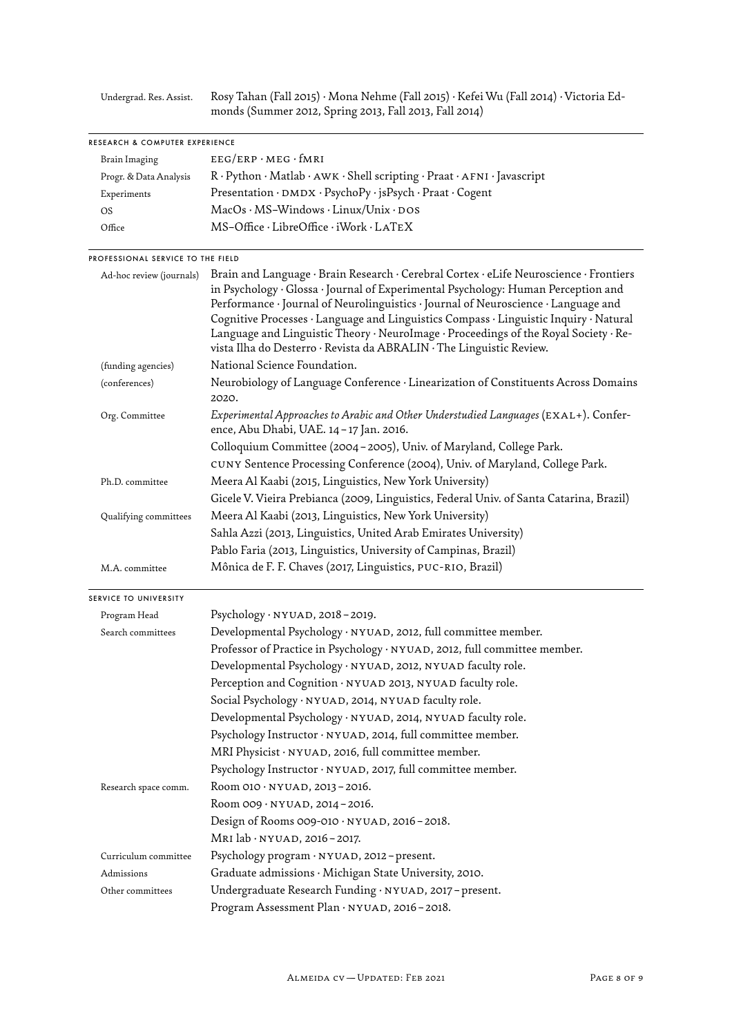| | |
|---|---|
| Undergrad. Res. Assist. | Rosy Tahan (Fall 2015) · Mona Nehme (Fall 2015) · Kefei Wu (Fall 2014) · Victoria Edmonds (Summer 2012, Spring 2013, Fall 2013, Fall 2014) |

## RESEARCH & COMPUTER EXPERIENCE

| | |
|---|---|
| Brain Imaging | EEG/ERP · MEG · fMRI |
| Progr. & Data Analysis | R · Python · Matlab · AWK · Shell scripting · Praat · AFNI · Javascript |
| Experiments | Presentation · DMDX · PsychoPy · jsPsych · Praat · Cogent |
| OS | MacOs · MS–Windows · Linux/Unix · DOS |
| Office | MS–Office · LibreOffice · iWork · LaTeX |

## PROFESSIONAL SERVICE TO THE FIELD

| | |
|---|---|
| Ad-hoc review (journals) | Brain and Language · Brain Research · Cerebral Cortex · eLife Neuroscience · Frontiers in Psychology · Glossa · Journal of Experimental Psychology: Human Perception and Performance · Journal of Neurolinguistics · Journal of Neuroscience · Language and Cognitive Processes · Language and Linguistics Compass · Linguistic Inquiry · Natural Language and Linguistic Theory · NeuroImage · Proceedings of the Royal Society · Revista Ilha do Desterro · Revista da ABRALIN · The Linguistic Review. |
| (funding agencies) | National Science Foundation. |
| (conferences) | Neurobiology of Language Conference · Linearization of Constituents Across Domains 2020. |
| Org. Committee | *Experimental Approaches to Arabic and Other Understudied Languages* (EXAL+). Conference, Abu Dhabi, UAE. 14 – 17 Jan. 2016. |
| | Colloquium Committee (2004 – 2005), Univ. of Maryland, College Park. |
| | CUNY Sentence Processing Conference (2004), Univ. of Maryland, College Park. |
| Ph.D. committee | Meera Al Kaabi (2015, Linguistics, New York University) |
| | Gicele V. Vieira Prebianca (2009, Linguistics, Federal Univ. of Santa Catarina, Brazil) |
| Qualifying committees | Meera Al Kaabi (2013, Linguistics, New York University) |
| | Sahla Azzi (2013, Linguistics, United Arab Emirates University) |
| | Pablo Faria (2013, Linguistics, University of Campinas, Brazil) |
| M.A. committee | Mônica de F. F. Chaves (2017, Linguistics, PUC-RIO, Brazil) |

## SERVICE TO UNIVERSITY

| | |
|---|---|
| Program Head | Psychology · NYUAD, 2018 – 2019. |
| Search committees | Developmental Psychology · NYUAD, 2012, full committee member. |
| | Professor of Practice in Psychology · NYUAD, 2012, full committee member. |
| | Developmental Psychology · NYUAD, 2012, NYUAD faculty role. |
| | Perception and Cognition · NYUAD 2013, NYUAD faculty role. |
| | Social Psychology · NYUAD, 2014, NYUAD faculty role. |
| | Developmental Psychology · NYUAD, 2014, NYUAD faculty role. |
| | Psychology Instructor · NYUAD, 2014, full committee member. |
| | MRI Physicist · NYUAD, 2016, full committee member. |
| | Psychology Instructor · NYUAD, 2017, full committee member. |
| Research space comm. | Room 010 · NYUAD, 2013 – 2016. |
| | Room 009 · NYUAD, 2014 – 2016. |
| | Design of Rooms 009-010 · NYUAD, 2016 – 2018. |
| | MRI lab · NYUAD, 2016 – 2017. |
| Curriculum committee | Psychology program · NYUAD, 2012 – present. |
| Admissions | Graduate admissions · Michigan State University, 2010. |
| Other committees | Undergraduate Research Funding · NYUAD, 2017 – present. |
| | Program Assessment Plan · NYUAD, 2016 – 2018. |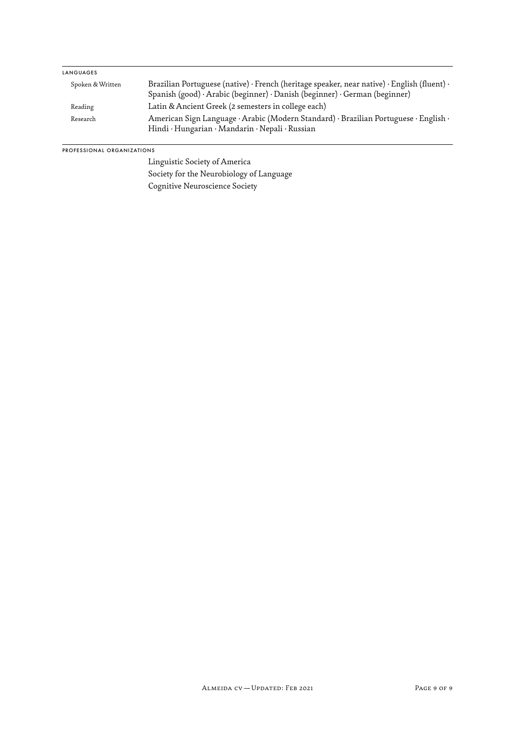## LANGUAGES

| | |
|---|---|
| Spoken & Written | Brazilian Portuguese (native) · French (heritage speaker, near native) · English (fluent) · Spanish (good) · Arabic (beginner) · Danish (beginner) · German (beginner) |
| Reading | Latin & Ancient Greek (2 semesters in college each) |
| Research | American Sign Language · Arabic (Modern Standard) · Brazilian Portuguese · English · Hindi · Hungarian · Mandarin · Nepali · Russian |

## PROFESSIONAL ORGANIZATIONS

Linguistic Society of America

Society for the Neurobiology of Language

Cognitive Neuroscience Society